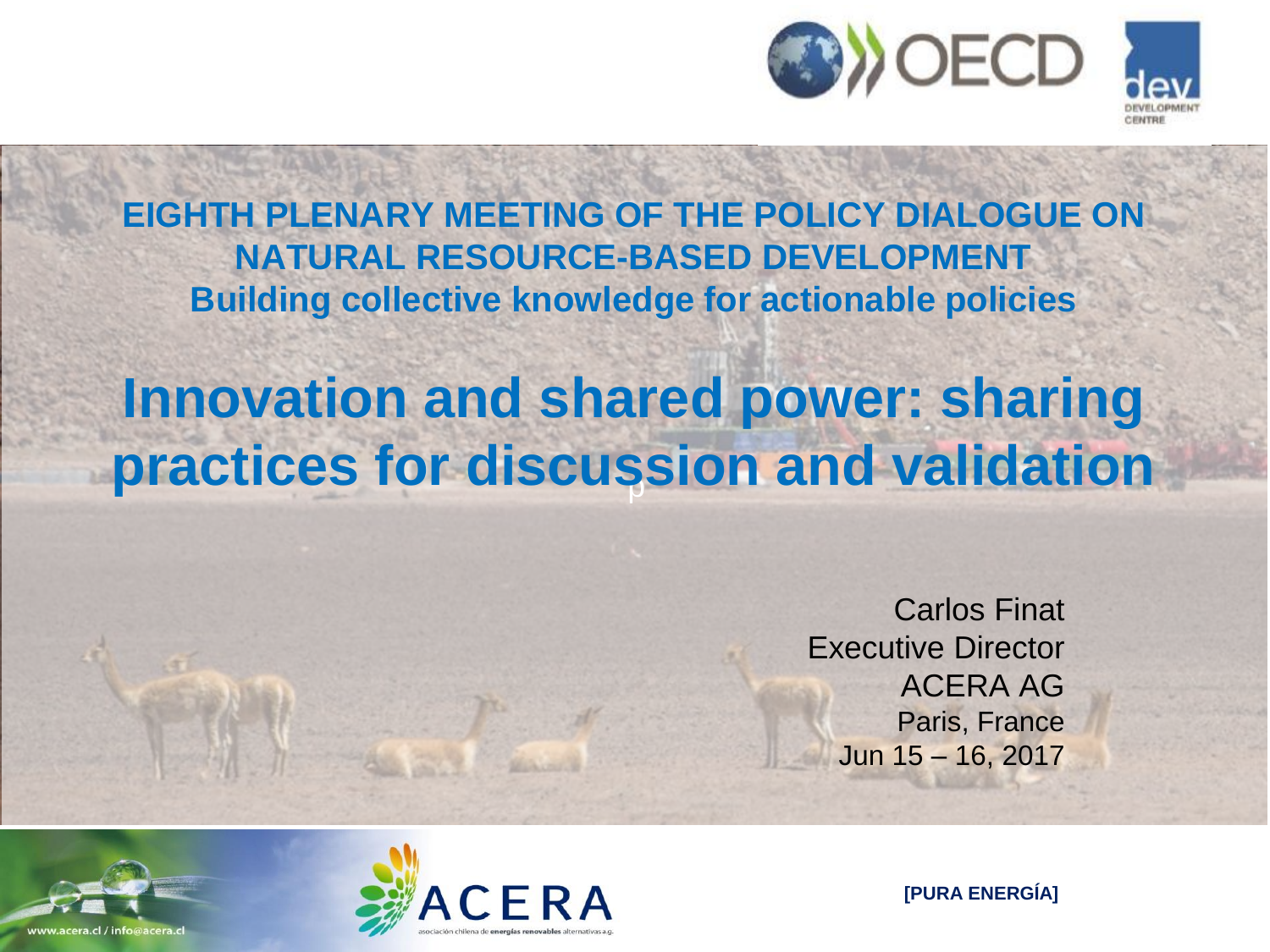OECD

dev DEVELOPMENT CENTRE

**EIGHTH PLENARY MEETING OF THE POLICY DIALOGUE ON NATURAL RESOURCE-BASED DEVELOPMENT**

**Building collective knowledge for actionable policies**

# Innovation and shared power: sharing practices for discussion and validation

Carlos Finat
Executive Director
ACERA AG
Paris, France
Jun 15 – 16, 2017

www.acera.cl / info@acera.cl

ACERA asociación chilena de energías renovables alternativas a.g.

**[PURA ENERGÍA]**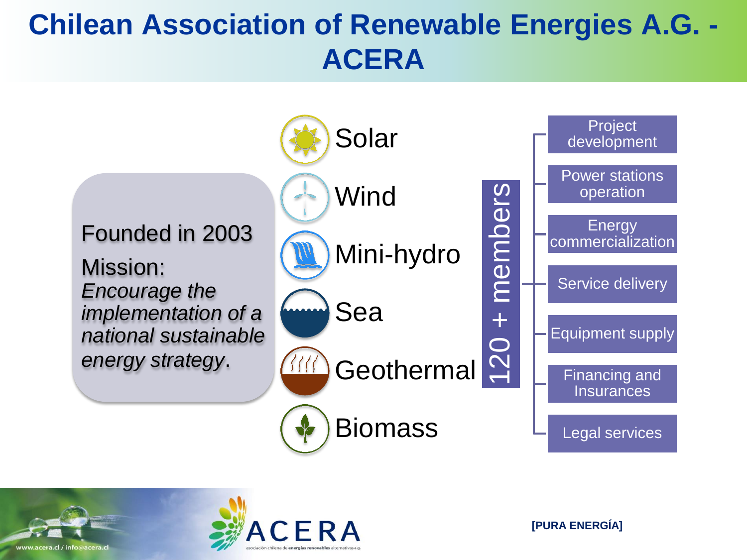# Chilean Association of Renewable Energies A.G. - ACERA

Founded in 2003

Mission:
*Encourage the implementation of a national sustainable energy strategy*.

- Solar
- Wind
- Mini-hydro
- Sea
- Geothermal
- Biomass

120 + members

- Project development
- Power stations operation
- Energy commercialization
- Service delivery
- Equipment supply
- Financing and Insurances
- Legal services

www.acera.cl / info@acera.cl

ACERA
asociación chilena de energías renovables alternativas a.g.

[PURA ENERGÍA]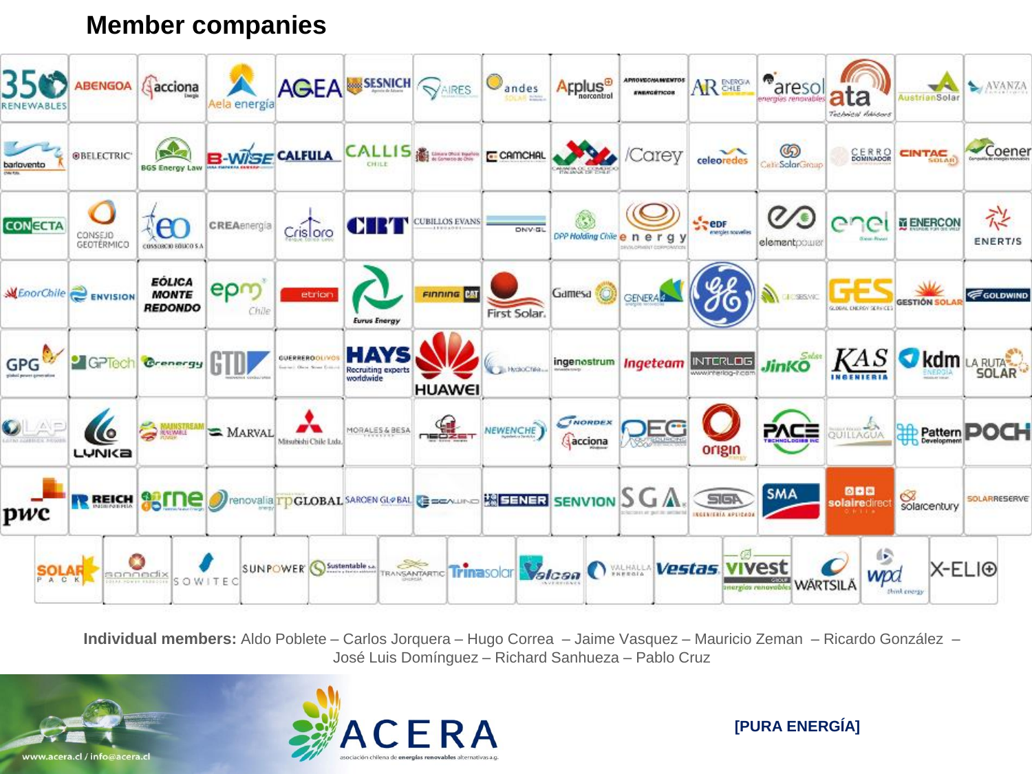# Member companies

**Individual members:** Aldo Poblete – Carlos Jorquera – Hugo Correa – Jaime Vasquez – Mauricio Zeman – Ricardo González – José Luis Domínguez – Richard Sanhueza – Pablo Cruz

www.acera.cl / info@acera.cl

ACERA asociación chilena de energías renovables alternativas a.g.

[PURA ENERGÍA]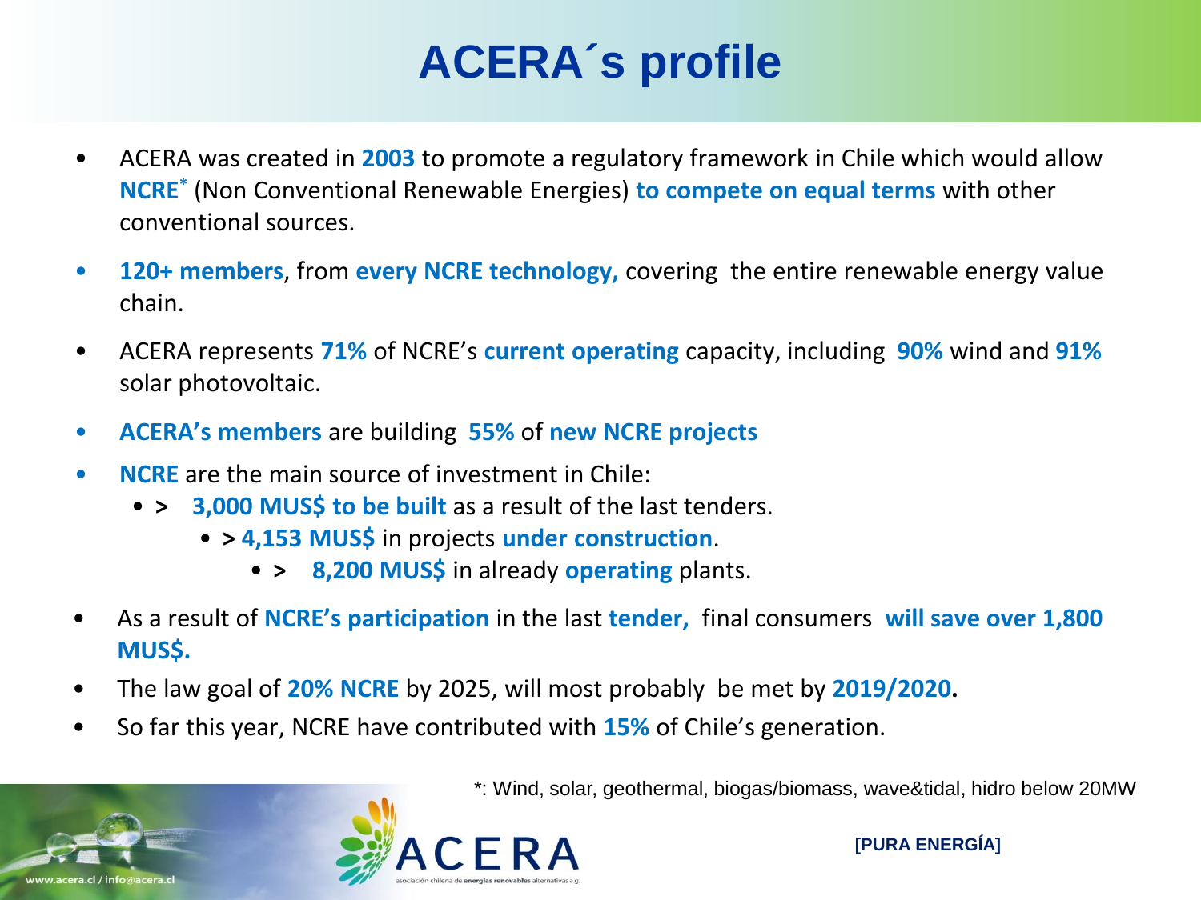# ACERA´s profile

- ACERA was created in **2003** to promote a regulatory framework in Chile which would allow **NCRE*** (Non Conventional Renewable Energies) **to compete on equal terms** with other conventional sources.
- **120+ members**, from **every NCRE technology,** covering the entire renewable energy value chain.
- ACERA represents **71%** of NCRE's **current operating** capacity, including **90%** wind and **91%** solar photovoltaic.
- **ACERA's members** are building **55%** of **new NCRE projects**
- **NCRE** are the main source of investment in Chile:
  - **>** **3,000 MUS$ to be built** as a result of the last tenders.
    - **>** **4,153 MUS$** in projects **under construction**.
      - **>** **8,200 MUS$** in already **operating** plants.
- As a result of **NCRE's participation** in the last **tender,** final consumers **will save over 1,800 MUS$.**
- The law goal of **20% NCRE** by 2025, will most probably be met by **2019/2020.**
- So far this year, NCRE have contributed with **15%** of Chile's generation.

*: Wind, solar, geothermal, biogas/biomass, wave&tidal, hidro below 20MW

ACERA asociación chilena de energías renovables alternativas a.g.

[PURA ENERGÍA]

www.acera.cl / info@acera.cl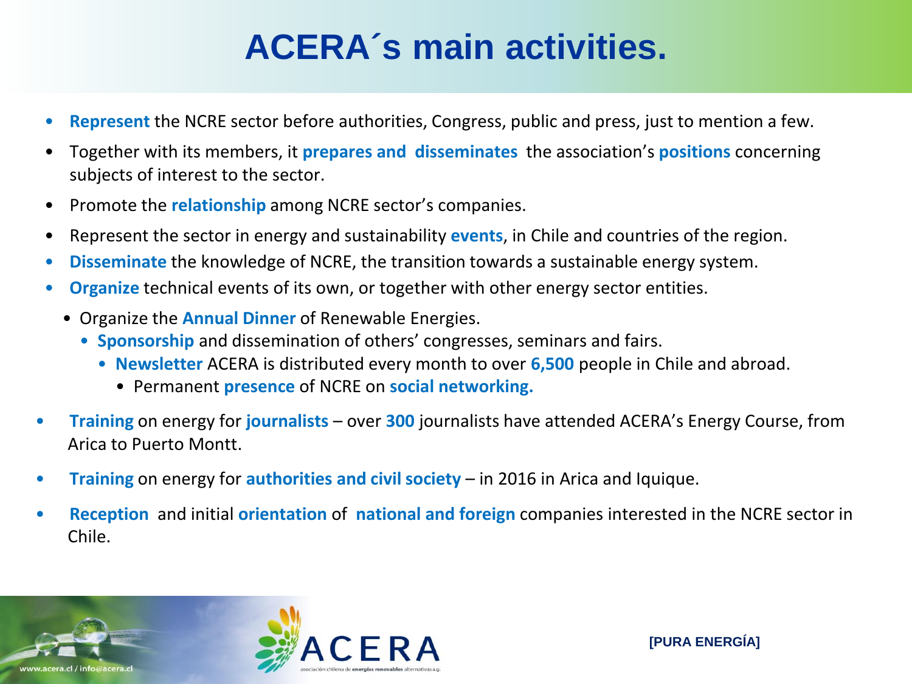# ACERA´s main activities.

- **Represent** the NCRE sector before authorities, Congress, public and press, just to mention a few.
- Together with its members, it **prepares and disseminates** the association's **positions** concerning subjects of interest to the sector.
- Promote the **relationship** among NCRE sector's companies.
- Represent the sector in energy and sustainability **events**, in Chile and countries of the region.
- **Disseminate** the knowledge of NCRE, the transition towards a sustainable energy system.
- **Organize** technical events of its own, or together with other energy sector entities.
  - Organize the **Annual Dinner** of Renewable Energies.
    - **Sponsorship** and dissemination of others' congresses, seminars and fairs.
      - **Newsletter** ACERA is distributed every month to over **6,500** people in Chile and abroad.
        - Permanent **presence** of NCRE on **social networking.**
- **Training** on energy for **journalists** – over **300** journalists have attended ACERA's Energy Course, from Arica to Puerto Montt.
- **Training** on energy for **authorities and civil society** – in 2016 in Arica and Iquique.
- **Reception** and initial **orientation** of **national and foreign** companies interested in the NCRE sector in Chile.

www.acera.cl / info@acera.cl

ACERA asociación chilena de energías renovables alternativas a.g.

[PURA ENERGÍA]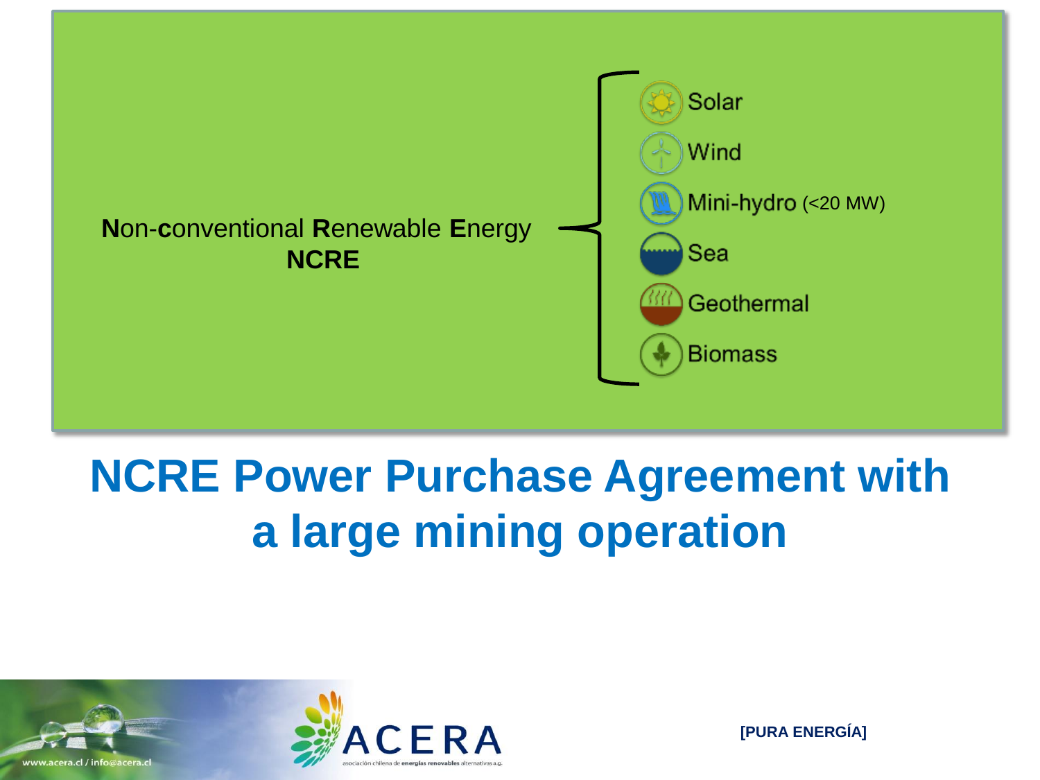**N**on-**c**onventional **R**enewable **E**nergy
**NCRE**

- Solar
- Wind
- Mini-hydro (<20 MW)
- Sea
- Geothermal
- Biomass

# NCRE Power Purchase Agreement with a large mining operation

**[PURA ENERGÍA]**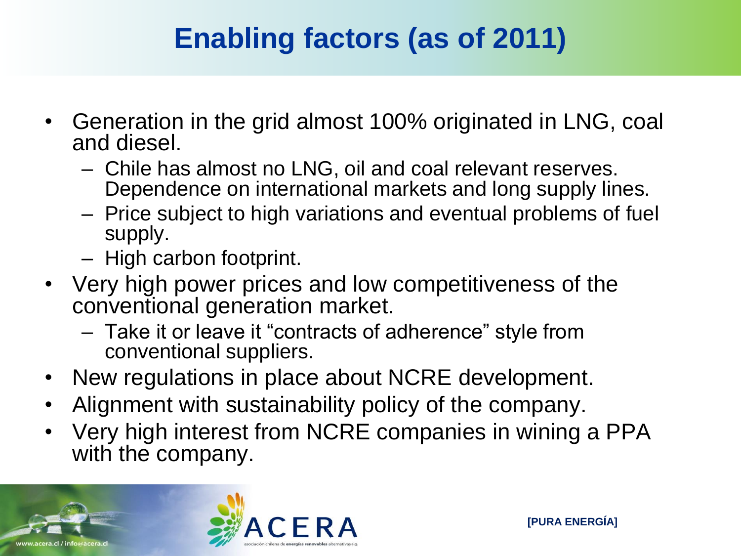# Enabling factors (as of 2011)

- Generation in the grid almost 100% originated in LNG, coal and diesel.
  - Chile has almost no LNG, oil and coal relevant reserves. Dependence on international markets and long supply lines.
  - Price subject to high variations and eventual problems of fuel supply.
  - High carbon footprint.
- Very high power prices and low competitiveness of the conventional generation market.
  - Take it or leave it "contracts of adherence" style from conventional suppliers.
- New regulations in place about NCRE development.
- Alignment with sustainability policy of the company.
- Very high interest from NCRE companies in wining a PPA with the company.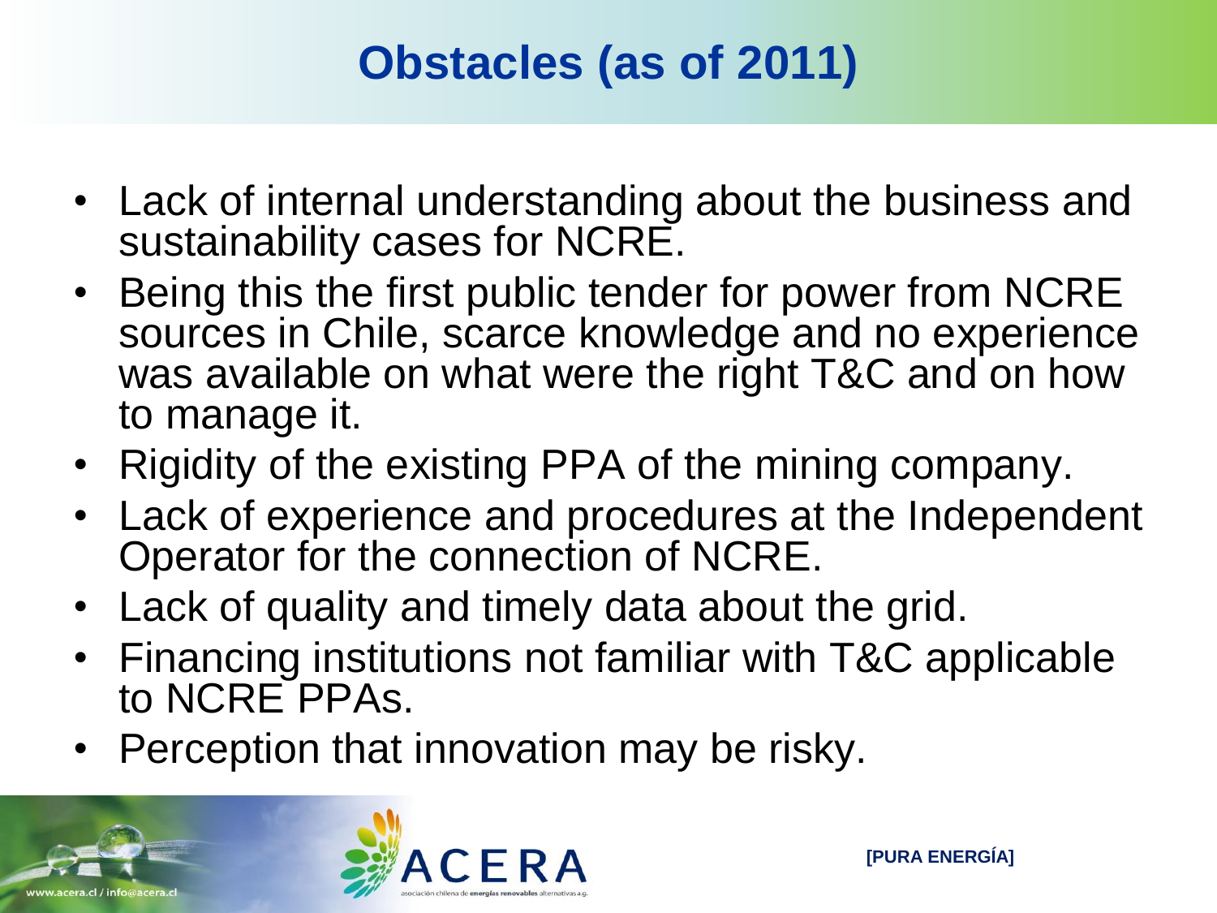# Obstacles (as of 2011)

- Lack of internal understanding about the business and sustainability cases for NCRE.
- Being this the first public tender for power from NCRE sources in Chile, scarce knowledge and no experience was available on what were the right T&C and on how to manage it.
- Rigidity of the existing PPA of the mining company.
- Lack of experience and procedures at the Independent Operator for the connection of NCRE.
- Lack of quality and timely data about the grid.
- Financing institutions not familiar with T&C applicable to NCRE PPAs.
- Perception that innovation may be risky.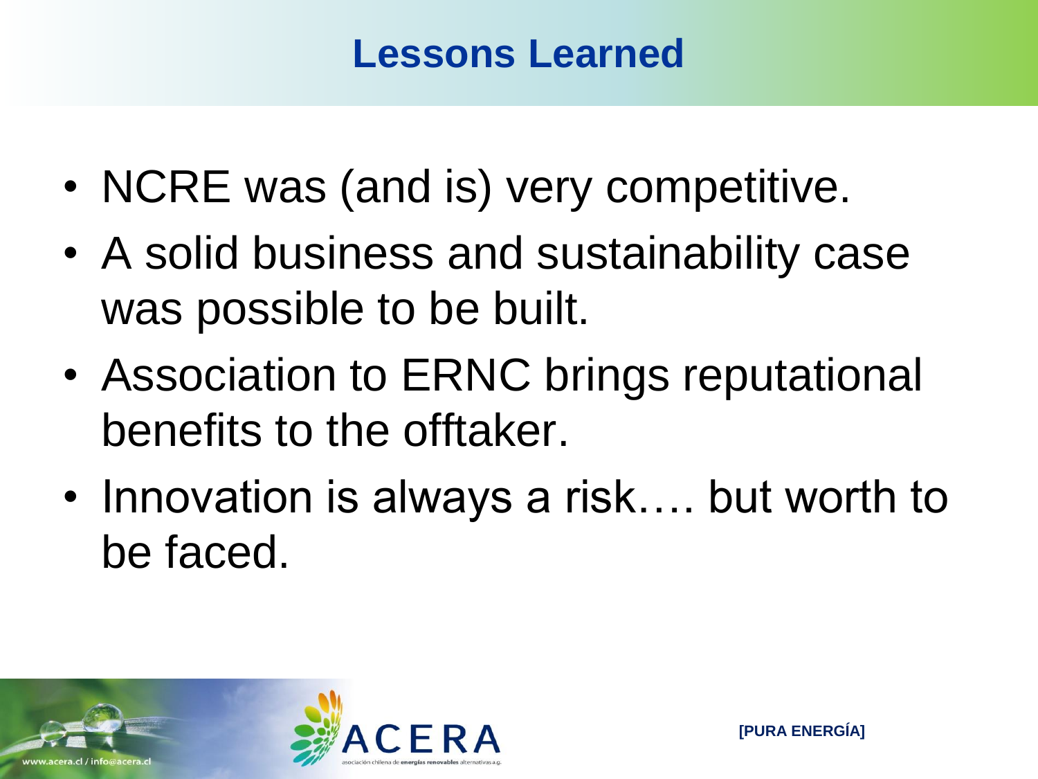# Lessons Learned

- NCRE was (and is) very competitive.
- A solid business and sustainability case was possible to be built.
- Association to ERNC brings reputational benefits to the offtaker.
- Innovation is always a risk…. but worth to be faced.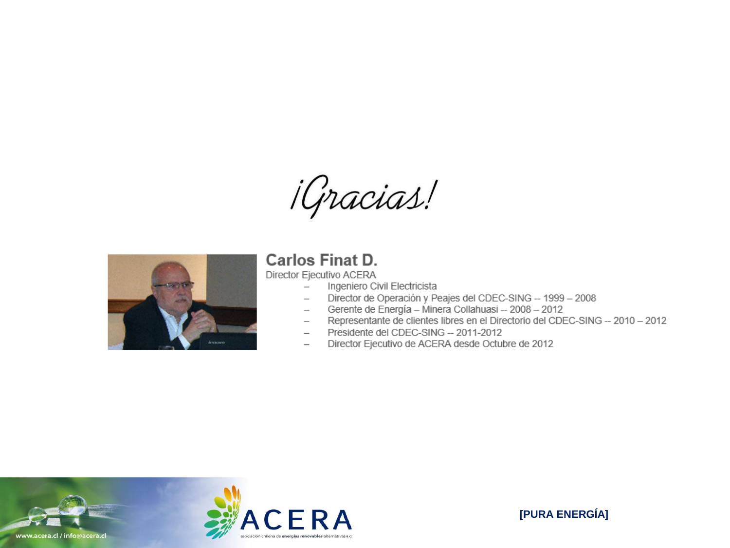# ¡Gracias!

## Carlos Finat D.

Director Ejecutivo ACERA

- Ingeniero Civil Electricista
- Director de Operación y Peajes del CDEC-SING -- 1999 – 2008
- Gerente de Energía – Minera Collahuasi -- 2008 – 2012
- Representante de clientes libres en el Directorio del CDEC-SING -- 2010 – 2012
- Presidente del CDEC-SING -- 2011-2012
- Director Ejecutivo de ACERA desde Octubre de 2012

www.acera.cl / info@acera.cl

ACERA asociación chilena de energías renovables alternativas a.g.

[PURA ENERGÍA]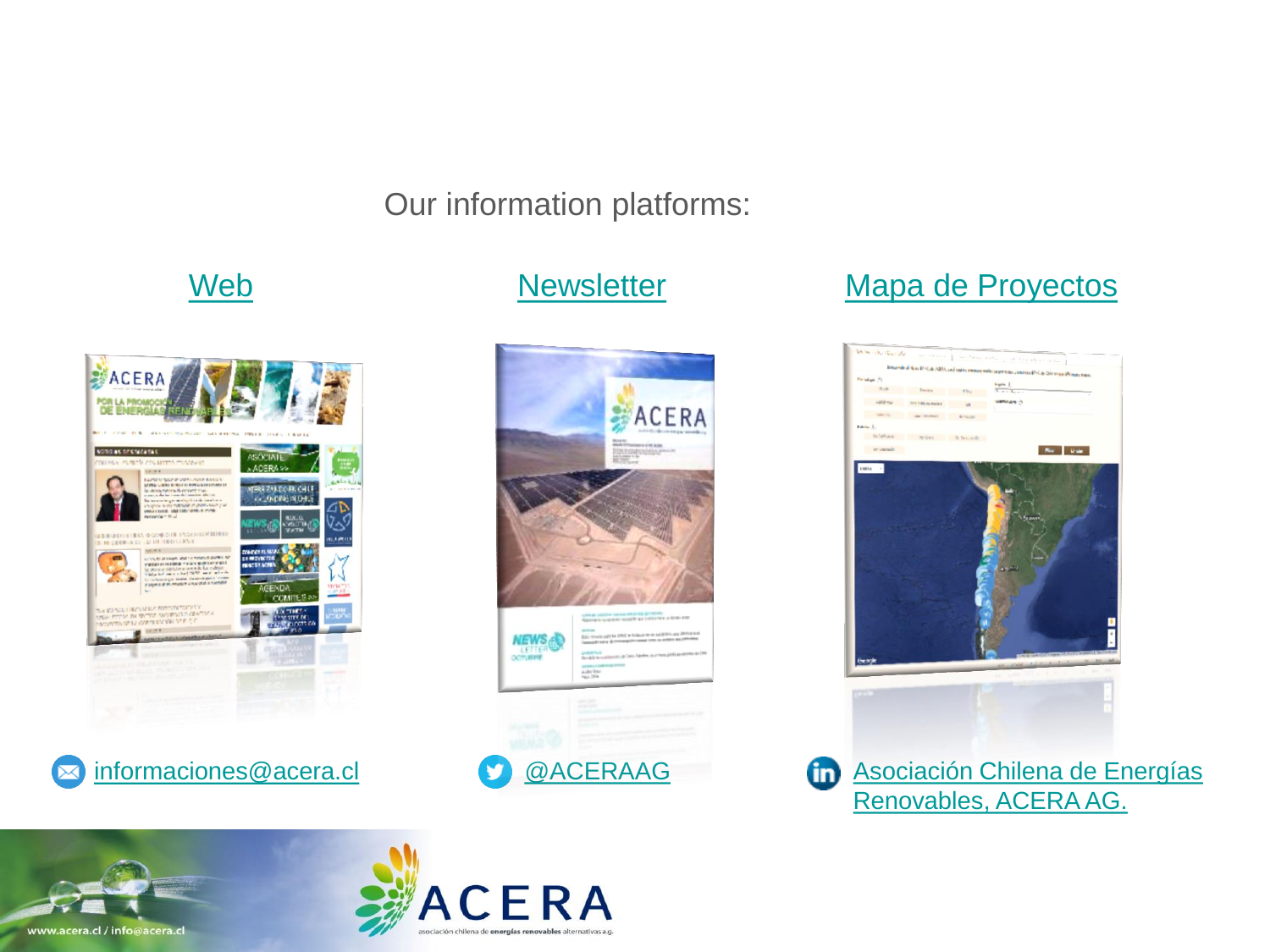Our information platforms:

Web

Newsletter

Mapa de Proyectos

informaciones@acera.cl

@ACERAAG

Asociación Chilena de Energías Renovables, ACERA AG.